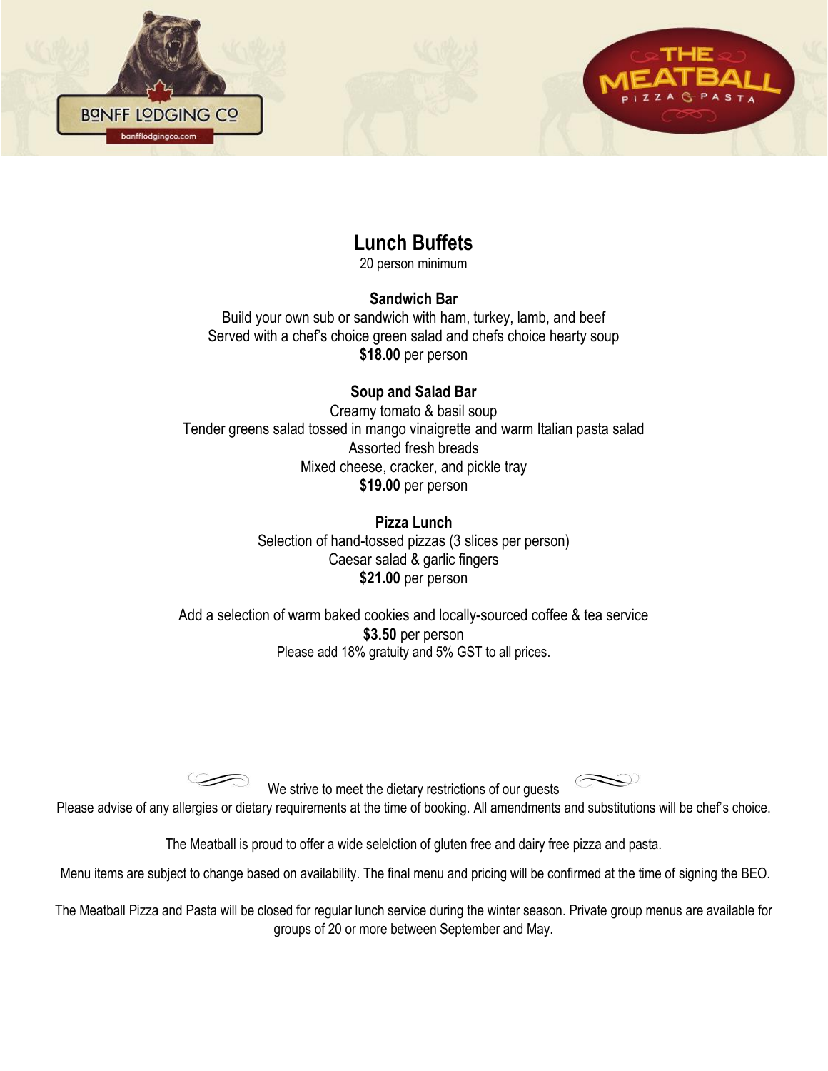# Lunch Buffets

20 person minimum

### Sandwich Bar

Build your own sub or sandwich with ham, turkey, lamb, and beef
Served with a chef's choice green salad and chefs choice hearty soup
**$18.00** per person

### Soup and Salad Bar

Creamy tomato & basil soup
Tender greens salad tossed in mango vinaigrette and warm Italian pasta salad
Assorted fresh breads
Mixed cheese, cracker, and pickle tray
**$19.00** per person

### Pizza Lunch

Selection of hand-tossed pizzas (3 slices per person)
Caesar salad & garlic fingers
**$21.00** per person

Add a selection of warm baked cookies and locally-sourced coffee & tea service
**$3.50** per person
Please add 18% gratuity and 5% GST to all prices.

We strive to meet the dietary restrictions of our guests

Please advise of any allergies or dietary requirements at the time of booking. All amendments and substitutions will be chef's choice.

The Meatball is proud to offer a wide selelction of gluten free and dairy free pizza and pasta.

Menu items are subject to change based on availability. The final menu and pricing will be confirmed at the time of signing the BEO.

The Meatball Pizza and Pasta will be closed for regular lunch service during the winter season. Private group menus are available for groups of 20 or more between September and May.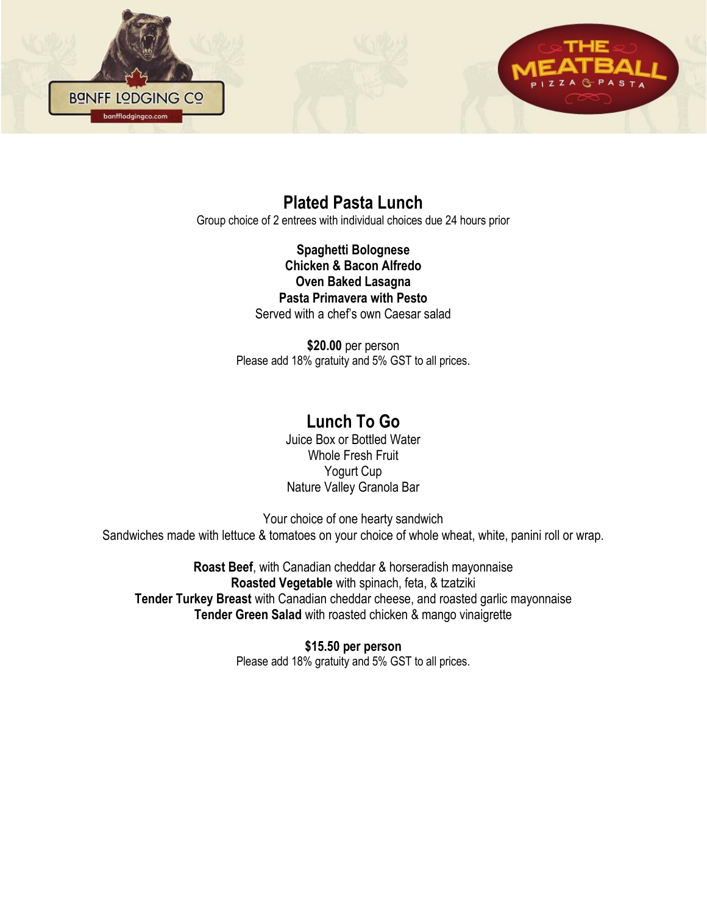BANFF LODGING CO

banfflodgingco.com

THE MEATBALL PIZZA & PASTA

## Plated Pasta Lunch

Group choice of 2 entrees with individual choices due 24 hours prior

**Spaghetti Bolognese**
**Chicken & Bacon Alfredo**
**Oven Baked Lasagna**
**Pasta Primavera with Pesto**
Served with a chef's own Caesar salad

**$20.00** per person
Please add 18% gratuity and 5% GST to all prices.

## Lunch To Go

Juice Box or Bottled Water
Whole Fresh Fruit
Yogurt Cup
Nature Valley Granola Bar

Your choice of one hearty sandwich
Sandwiches made with lettuce & tomatoes on your choice of whole wheat, white, panini roll or wrap.

**Roast Beef**, with Canadian cheddar & horseradish mayonnaise
**Roasted Vegetable** with spinach, feta, & tzatziki
**Tender Turkey Breast** with Canadian cheddar cheese, and roasted garlic mayonnaise
**Tender Green Salad** with roasted chicken & mango vinaigrette

**$15.50 per person**
Please add 18% gratuity and 5% GST to all prices.